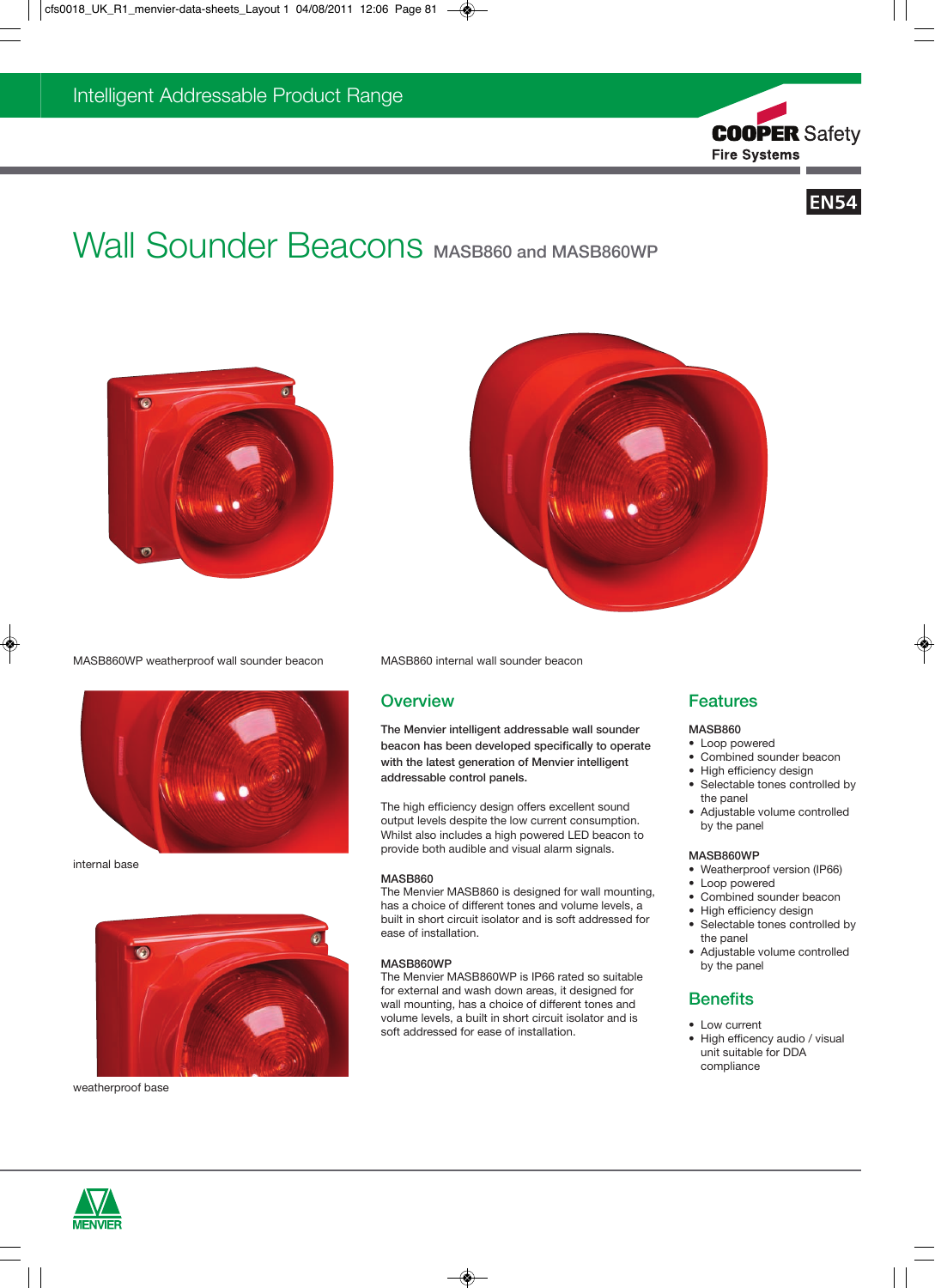Intelligent Addressable Product Range

COOPER Safety
Fire Systems

EN54

# Wall Sounder Beacons MASB860 and MASB860WP

MASB860WP weatherproof wall sounder beacon

MASB860 internal wall sounder beacon

internal base

weatherproof base

## Overview

**The Menvier intelligent addressable wall sounder beacon has been developed specifically to operate with the latest generation of Menvier intelligent addressable control panels.**

The high efficiency design offers excellent sound output levels despite the low current consumption. Whilst also includes a high powered LED beacon to provide both audible and visual alarm signals.

MASB860
The Menvier MASB860 is designed for wall mounting, has a choice of different tones and volume levels, a built in short circuit isolator and is soft addressed for ease of installation.

MASB860WP
The Menvier MASB860WP is IP66 rated so suitable for external and wash down areas, it designed for wall mounting, has a choice of different tones and volume levels, a built in short circuit isolator and is soft addressed for ease of installation.

## Features

MASB860

- Loop powered
- Combined sounder beacon
- High efficiency design
- Selectable tones controlled by the panel
- Adjustable volume controlled by the panel

MASB860WP

- Weatherproof version (IP66)
- Loop powered
- Combined sounder beacon
- High efficiency design
- Selectable tones controlled by the panel
- Adjustable volume controlled by the panel

## Benefits

- Low current
- High efficency audio / visual unit suitable for DDA compliance

MENVIER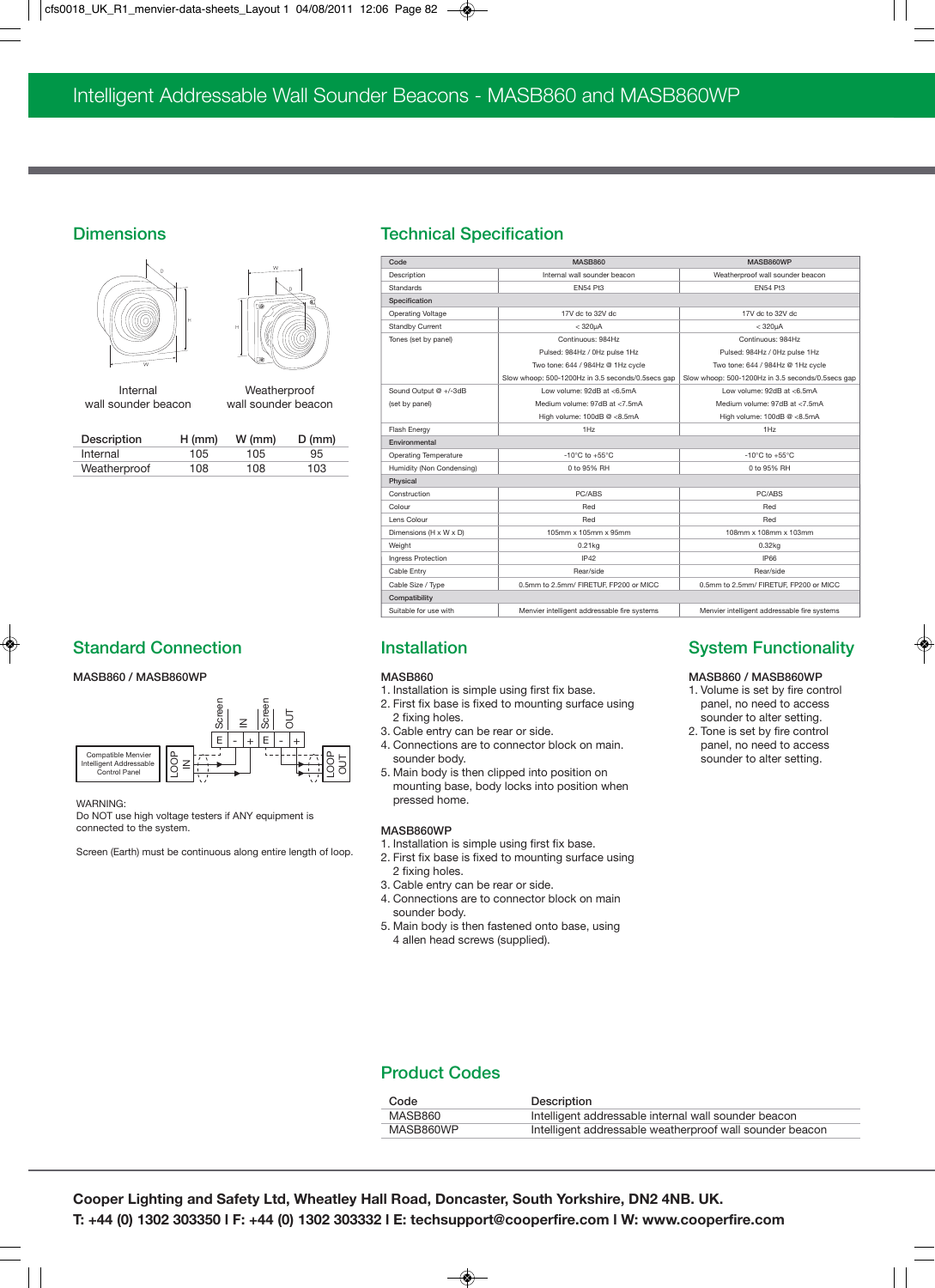# Intelligent Addressable Wall Sounder Beacons - MASB860 and MASB860WP

## Dimensions

Internal wall sounder beacon

Weatherproof wall sounder beacon

| Description | H (mm) | W (mm) | D (mm) |
|---|---|---|---|
| Internal | 105 | 105 | 95 |
| Weatherproof | 108 | 108 | 103 |

## Technical Specification

| Code | MASB860 | MASB860WP |
|---|---|---|
| Description | Internal wall sounder beacon | Weatherproof wall sounder beacon |
| Standards | EN54 Pt3 | EN54 Pt3 |
| **Specification** | | |
| Operating Voltage | 17V dc to 32V dc | 17V dc to 32V dc |
| Standby Current | < 320µA | < 320µA |
| Tones (set by panel) | Continuous: 984Hz<br>Pulsed: 984Hz / 0Hz pulse 1Hz<br>Two tone: 644 / 984Hz @ 1Hz cycle<br>Slow whoop: 500-1200Hz in 3.5 seconds/0.5secs gap | Continuous: 984Hz<br>Pulsed: 984Hz / 0Hz pulse 1Hz<br>Two tone: 644 / 984Hz @ 1Hz cycle<br>Slow whoop: 500-1200Hz in 3.5 seconds/0.5secs gap |
| Sound Output @ +/-3dB (set by panel) | Low volume: 92dB at <6.5mA<br>Medium volume: 97dB at <7.5mA<br>High volume: 100dB @ <8.5mA | Low volume: 92dB at <6.5mA<br>Medium volume: 97dB at <7.5mA<br>High volume: 100dB @ <8.5mA |
| Flash Energy | 1Hz | 1Hz |
| **Environmental** | | |
| Operating Temperature | -10°C to +55°C | -10°C to +55°C |
| Humidity (Non Condensing) | 0 to 95% RH | 0 to 95% RH |
| **Physical** | | |
| Construction | PC/ABS | PC/ABS |
| Colour | Red | Red |
| Lens Colour | Red | Red |
| Dimensions (H x W x D) | 105mm x 105mm x 95mm | 108mm x 108mm x 103mm |
| Weight | 0.21kg | 0.32kg |
| Ingress Protection | IP42 | IP66 |
| Cable Entry | Rear/side | Rear/side |
| Cable Size / Type | 0.5mm to 2.5mm/ FIRETUF, FP200 or MICC | 0.5mm to 2.5mm/ FIRETUF, FP200 or MICC |
| **Compatibility** | | |
| Suitable for use with | Menvier intelligent addressable fire systems | Menvier intelligent addressable fire systems |

## Standard Connection

**MASB860 / MASB860WP**

Compatible Menvier Intelligent Addressable Control Panel

LOOP IN

Screen IN Screen OUT

E - + E - +

LOOP OUT

WARNING:
Do NOT use high voltage testers if ANY equipment is connected to the system.

Screen (Earth) must be continuous along entire length of loop.

## Installation

**MASB860**

1. Installation is simple using first fix base.
2. First fix base is fixed to mounting surface using 2 fixing holes.
3. Cable entry can be rear or side.
4. Connections are to connector block on main. sounder body.
5. Main body is then clipped into position on mounting base, body locks into position when pressed home.

**MASB860WP**

1. Installation is simple using first fix base.
2. First fix base is fixed to mounting surface using 2 fixing holes.
3. Cable entry can be rear or side.
4. Connections are to connector block on main sounder body.
5. Main body is then fastened onto base, using 4 allen head screws (supplied).

## System Functionality

**MASB860 / MASB860WP**

1. Volume is set by fire control panel, no need to access sounder to alter setting.
2. Tone is set by fire control panel, no need to access sounder to alter setting.

## Product Codes

| Code | Description |
|---|---|
| MASB860 | Intelligent addressable internal wall sounder beacon |
| MASB860WP | Intelligent addressable weatherproof wall sounder beacon |

**Cooper Lighting and Safety Ltd, Wheatley Hall Road, Doncaster, South Yorkshire, DN2 4NB. UK.**
**T: +44 (0) 1302 303350 I F: +44 (0) 1302 303332 I E: techsupport@cooperfire.com I W: www.cooperfire.com**